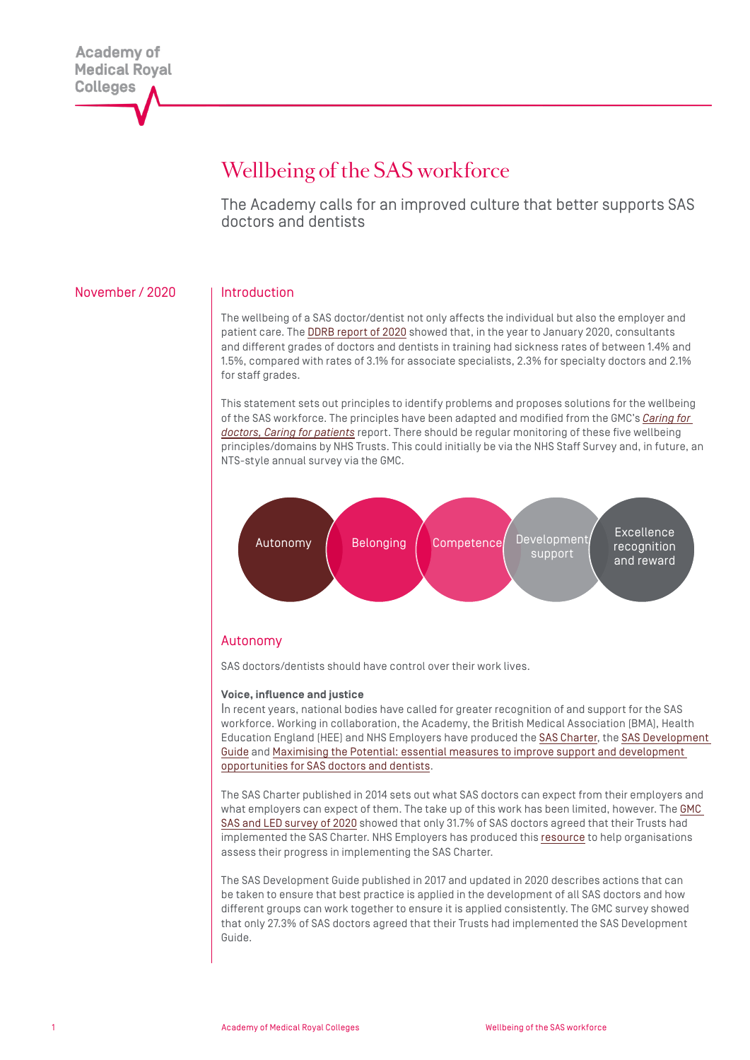# Wellbeing of the SAS workforce

The Academy calls for an improved culture that better supports SAS doctors and dentists

November / 2020

## Introduction

The wellbeing of a SAS doctor/dentist not only affects the individual but also the employer and patient care. The DDRB report of 2020 showed that, in the year to January 2020, consultants and different grades of doctors and dentists in training had sickness rates of between 1.4% and 1.5%, compared with rates of 3.1% for associate specialists, 2.3% for specialty doctors and 2.1% for staff grades.

This statement sets out principles to identify problems and proposes solutions for the wellbeing of the SAS workforce. The principles have been adapted and modified from the GMC's *Caring for doctors, Caring for patients* report. There should be regular monitoring of these five wellbeing principles/domains by NHS Trusts. This could initially be via the NHS Staff Survey and, in future, an NTS-style annual survey via the GMC.

Autonomy | Belonging | Competence | Development support | Excellence recognition and reward

## Autonomy

SAS doctors/dentists should have control over their work lives.

**Voice, influence and justice**

In recent years, national bodies have called for greater recognition of and support for the SAS workforce. Working in collaboration, the Academy, the British Medical Association (BMA), Health Education England (HEE) and NHS Employers have produced the SAS Charter, the SAS Development Guide and Maximising the Potential: essential measures to improve support and development opportunities for SAS doctors and dentists.

The SAS Charter published in 2014 sets out what SAS doctors can expect from their employers and what employers can expect of them. The take up of this work has been limited, however. The GMC SAS and LED survey of 2020 showed that only 31.7% of SAS doctors agreed that their Trusts had implemented the SAS Charter. NHS Employers has produced this resource to help organisations assess their progress in implementing the SAS Charter.

The SAS Development Guide published in 2017 and updated in 2020 describes actions that can be taken to ensure that best practice is applied in the development of all SAS doctors and how different groups can work together to ensure it is applied consistently. The GMC survey showed that only 27.3% of SAS doctors agreed that their Trusts had implemented the SAS Development Guide.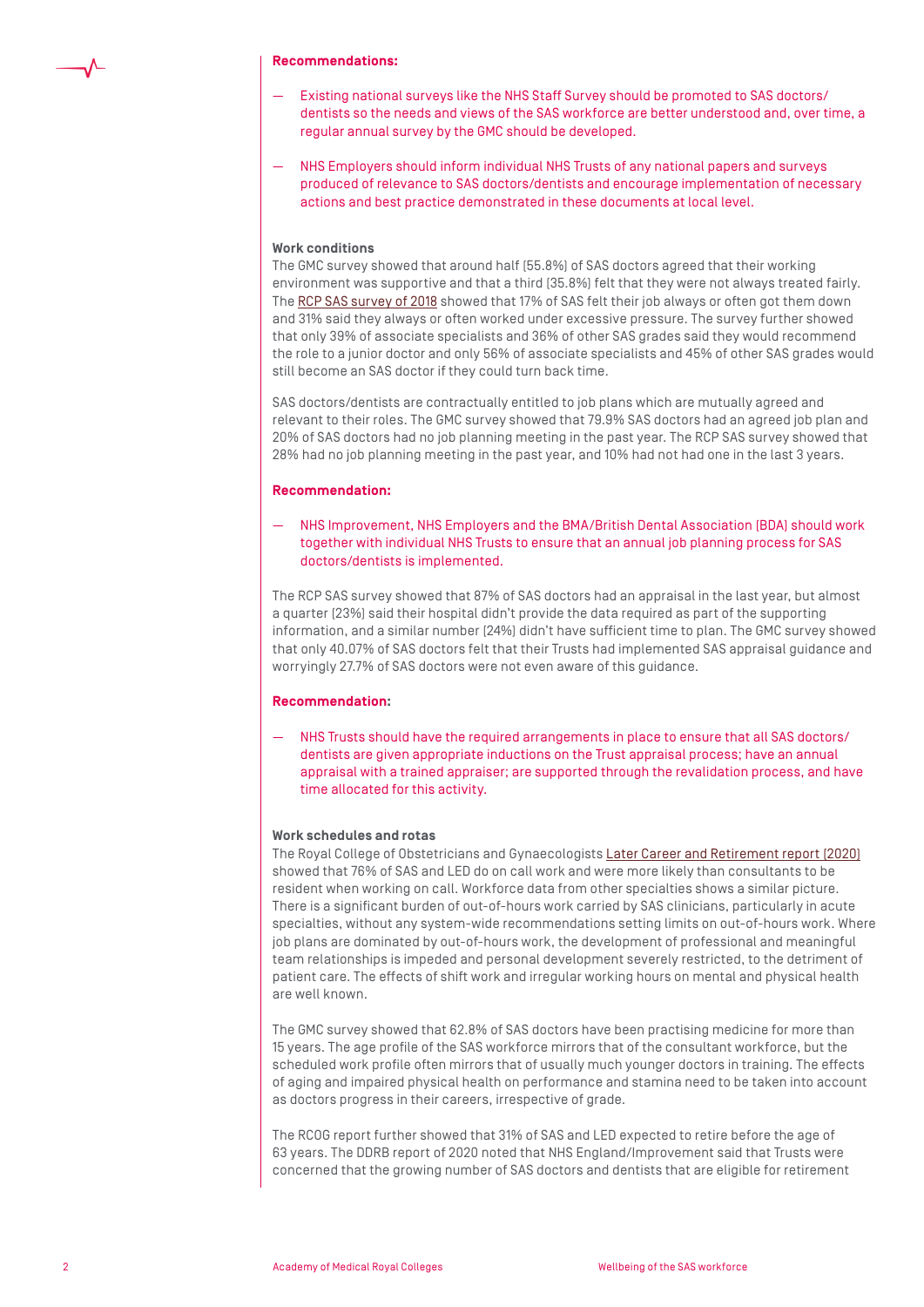**Recommendations:**

- Existing national surveys like the NHS Staff Survey should be promoted to SAS doctors/dentists so the needs and views of the SAS workforce are better understood and, over time, a regular annual survey by the GMC should be developed.
- NHS Employers should inform individual NHS Trusts of any national papers and surveys produced of relevance to SAS doctors/dentists and encourage implementation of necessary actions and best practice demonstrated in these documents at local level.

**Work conditions**

The GMC survey showed that around half (55.8%) of SAS doctors agreed that their working environment was supportive and that a third (35.8%) felt that they were not always treated fairly. The RCP SAS survey of 2018 showed that 17% of SAS felt their job always or often got them down and 31% said they always or often worked under excessive pressure. The survey further showed that only 39% of associate specialists and 36% of other SAS grades said they would recommend the role to a junior doctor and only 56% of associate specialists and 45% of other SAS grades would still become an SAS doctor if they could turn back time.

SAS doctors/dentists are contractually entitled to job plans which are mutually agreed and relevant to their roles. The GMC survey showed that 79.9% SAS doctors had an agreed job plan and 20% of SAS doctors had no job planning meeting in the past year. The RCP SAS survey showed that 28% had no job planning meeting in the past year, and 10% had not had one in the last 3 years.

**Recommendation:**

- NHS Improvement, NHS Employers and the BMA/British Dental Association (BDA) should work together with individual NHS Trusts to ensure that an annual job planning process for SAS doctors/dentists is implemented.

The RCP SAS survey showed that 87% of SAS doctors had an appraisal in the last year, but almost a quarter (23%) said their hospital didn't provide the data required as part of the supporting information, and a similar number (24%) didn't have sufficient time to plan. The GMC survey showed that only 40.07% of SAS doctors felt that their Trusts had implemented SAS appraisal guidance and worryingly 27.7% of SAS doctors were not even aware of this guidance.

**Recommendation:**

- NHS Trusts should have the required arrangements in place to ensure that all SAS doctors/dentists are given appropriate inductions on the Trust appraisal process; have an annual appraisal with a trained appraiser; are supported through the revalidation process, and have time allocated for this activity.

**Work schedules and rotas**

The Royal College of Obstetricians and Gynaecologists Later Career and Retirement report (2020) showed that 76% of SAS and LED do on call work and were more likely than consultants to be resident when working on call. Workforce data from other specialties shows a similar picture. There is a significant burden of out-of-hours work carried by SAS clinicians, particularly in acute specialties, without any system-wide recommendations setting limits on out-of-hours work. Where job plans are dominated by out-of-hours work, the development of professional and meaningful team relationships is impeded and personal development severely restricted, to the detriment of patient care. The effects of shift work and irregular working hours on mental and physical health are well known.

The GMC survey showed that 62.8% of SAS doctors have been practising medicine for more than 15 years. The age profile of the SAS workforce mirrors that of the consultant workforce, but the scheduled work profile often mirrors that of usually much younger doctors in training. The effects of aging and impaired physical health on performance and stamina need to be taken into account as doctors progress in their careers, irrespective of grade.

The RCOG report further showed that 31% of SAS and LED expected to retire before the age of 63 years. The DDRB report of 2020 noted that NHS England/Improvement said that Trusts were concerned that the growing number of SAS doctors and dentists that are eligible for retirement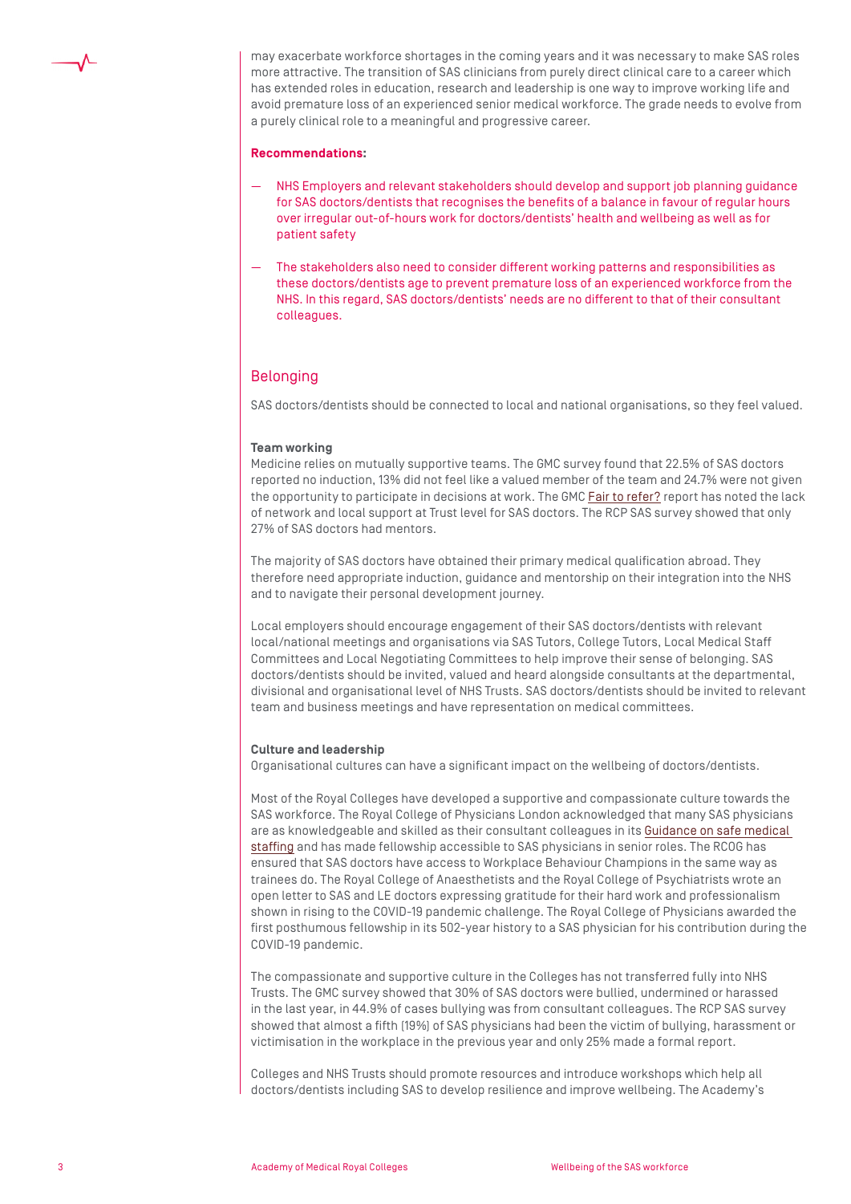may exacerbate workforce shortages in the coming years and it was necessary to make SAS roles more attractive. The transition of SAS clinicians from purely direct clinical care to a career which has extended roles in education, research and leadership is one way to improve working life and avoid premature loss of an experienced senior medical workforce. The grade needs to evolve from a purely clinical role to a meaningful and progressive career.

**Recommendations:**

- NHS Employers and relevant stakeholders should develop and support job planning guidance for SAS doctors/dentists that recognises the benefits of a balance in favour of regular hours over irregular out-of-hours work for doctors/dentists' health and wellbeing as well as for patient safety
- The stakeholders also need to consider different working patterns and responsibilities as these doctors/dentists age to prevent premature loss of an experienced workforce from the NHS. In this regard, SAS doctors/dentists' needs are no different to that of their consultant colleagues.

## Belonging

SAS doctors/dentists should be connected to local and national organisations, so they feel valued.

**Team working**

Medicine relies on mutually supportive teams. The GMC survey found that 22.5% of SAS doctors reported no induction, 13% did not feel like a valued member of the team and 24.7% were not given the opportunity to participate in decisions at work. The GMC Fair to refer? report has noted the lack of network and local support at Trust level for SAS doctors. The RCP SAS survey showed that only 27% of SAS doctors had mentors.

The majority of SAS doctors have obtained their primary medical qualification abroad. They therefore need appropriate induction, guidance and mentorship on their integration into the NHS and to navigate their personal development journey.

Local employers should encourage engagement of their SAS doctors/dentists with relevant local/national meetings and organisations via SAS Tutors, College Tutors, Local Medical Staff Committees and Local Negotiating Committees to help improve their sense of belonging. SAS doctors/dentists should be invited, valued and heard alongside consultants at the departmental, divisional and organisational level of NHS Trusts. SAS doctors/dentists should be invited to relevant team and business meetings and have representation on medical committees.

**Culture and leadership**

Organisational cultures can have a significant impact on the wellbeing of doctors/dentists.

Most of the Royal Colleges have developed a supportive and compassionate culture towards the SAS workforce. The Royal College of Physicians London acknowledged that many SAS physicians are as knowledgeable and skilled as their consultant colleagues in its Guidance on safe medical staffing and has made fellowship accessible to SAS physicians in senior roles. The RCOG has ensured that SAS doctors have access to Workplace Behaviour Champions in the same way as trainees do. The Royal College of Anaesthetists and the Royal College of Psychiatrists wrote an open letter to SAS and LE doctors expressing gratitude for their hard work and professionalism shown in rising to the COVID-19 pandemic challenge. The Royal College of Physicians awarded the first posthumous fellowship in its 502-year history to a SAS physician for his contribution during the COVID-19 pandemic.

The compassionate and supportive culture in the Colleges has not transferred fully into NHS Trusts. The GMC survey showed that 30% of SAS doctors were bullied, undermined or harassed in the last year, in 44.9% of cases bullying was from consultant colleagues. The RCP SAS survey showed that almost a fifth (19%) of SAS physicians had been the victim of bullying, harassment or victimisation in the workplace in the previous year and only 25% made a formal report.

Colleges and NHS Trusts should promote resources and introduce workshops which help all doctors/dentists including SAS to develop resilience and improve wellbeing. The Academy's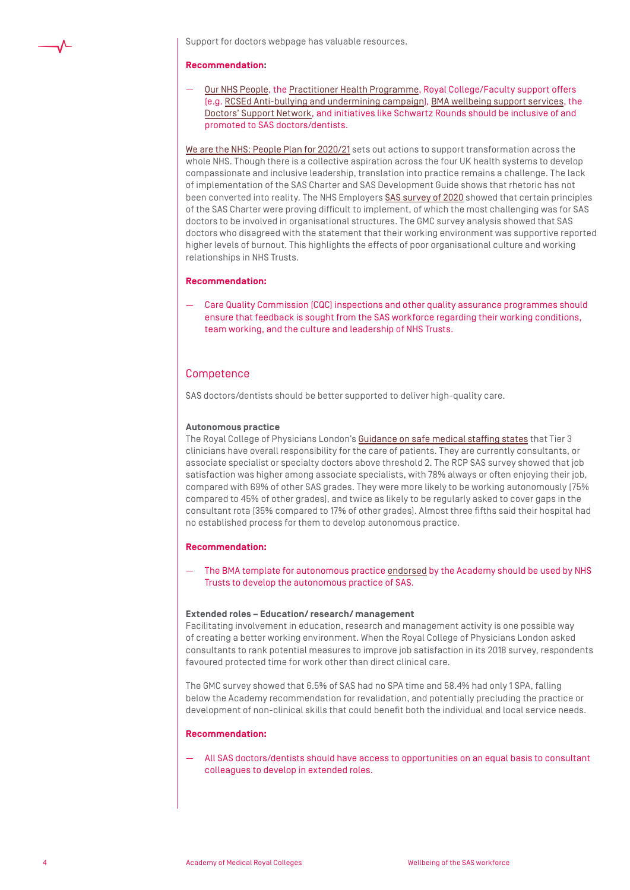Support for doctors webpage has valuable resources.

**Recommendation:**

— Our NHS People, the Practitioner Health Programme, Royal College/Faculty support offers (e.g. RCSEd Anti-bullying and undermining campaign), BMA wellbeing support services, the Doctors' Support Network, and initiatives like Schwartz Rounds should be inclusive of and promoted to SAS doctors/dentists.

We are the NHS: People Plan for 2020/21 sets out actions to support transformation across the whole NHS. Though there is a collective aspiration across the four UK health systems to develop compassionate and inclusive leadership, translation into practice remains a challenge. The lack of implementation of the SAS Charter and SAS Development Guide shows that rhetoric has not been converted into reality. The NHS Employers SAS survey of 2020 showed that certain principles of the SAS Charter were proving difficult to implement, of which the most challenging was for SAS doctors to be involved in organisational structures. The GMC survey analysis showed that SAS doctors who disagreed with the statement that their working environment was supportive reported higher levels of burnout. This highlights the effects of poor organisational culture and working relationships in NHS Trusts.

**Recommendation:**

— Care Quality Commission (CQC) inspections and other quality assurance programmes should ensure that feedback is sought from the SAS workforce regarding their working conditions, team working, and the culture and leadership of NHS Trusts.

## Competence

SAS doctors/dentists should be better supported to deliver high-quality care.

**Autonomous practice**

The Royal College of Physicians London's Guidance on safe medical staffing states that Tier 3 clinicians have overall responsibility for the care of patients. They are currently consultants, or associate specialist or specialty doctors above threshold 2. The RCP SAS survey showed that job satisfaction was higher among associate specialists, with 78% always or often enjoying their job, compared with 69% of other SAS grades. They were more likely to be working autonomously (75% compared to 45% of other grades), and twice as likely to be regularly asked to cover gaps in the consultant rota (35% compared to 17% of other grades). Almost three fifths said their hospital had no established process for them to develop autonomous practice.

**Recommendation:**

— The BMA template for autonomous practice endorsed by the Academy should be used by NHS Trusts to develop the autonomous practice of SAS.

**Extended roles – Education/ research/ management**

Facilitating involvement in education, research and management activity is one possible way of creating a better working environment. When the Royal College of Physicians London asked consultants to rank potential measures to improve job satisfaction in its 2018 survey, respondents favoured protected time for work other than direct clinical care.

The GMC survey showed that 6.5% of SAS had no SPA time and 58.4% had only 1 SPA, falling below the Academy recommendation for revalidation, and potentially precluding the practice or development of non-clinical skills that could benefit both the individual and local service needs.

**Recommendation:**

— All SAS doctors/dentists should have access to opportunities on an equal basis to consultant colleagues to develop in extended roles.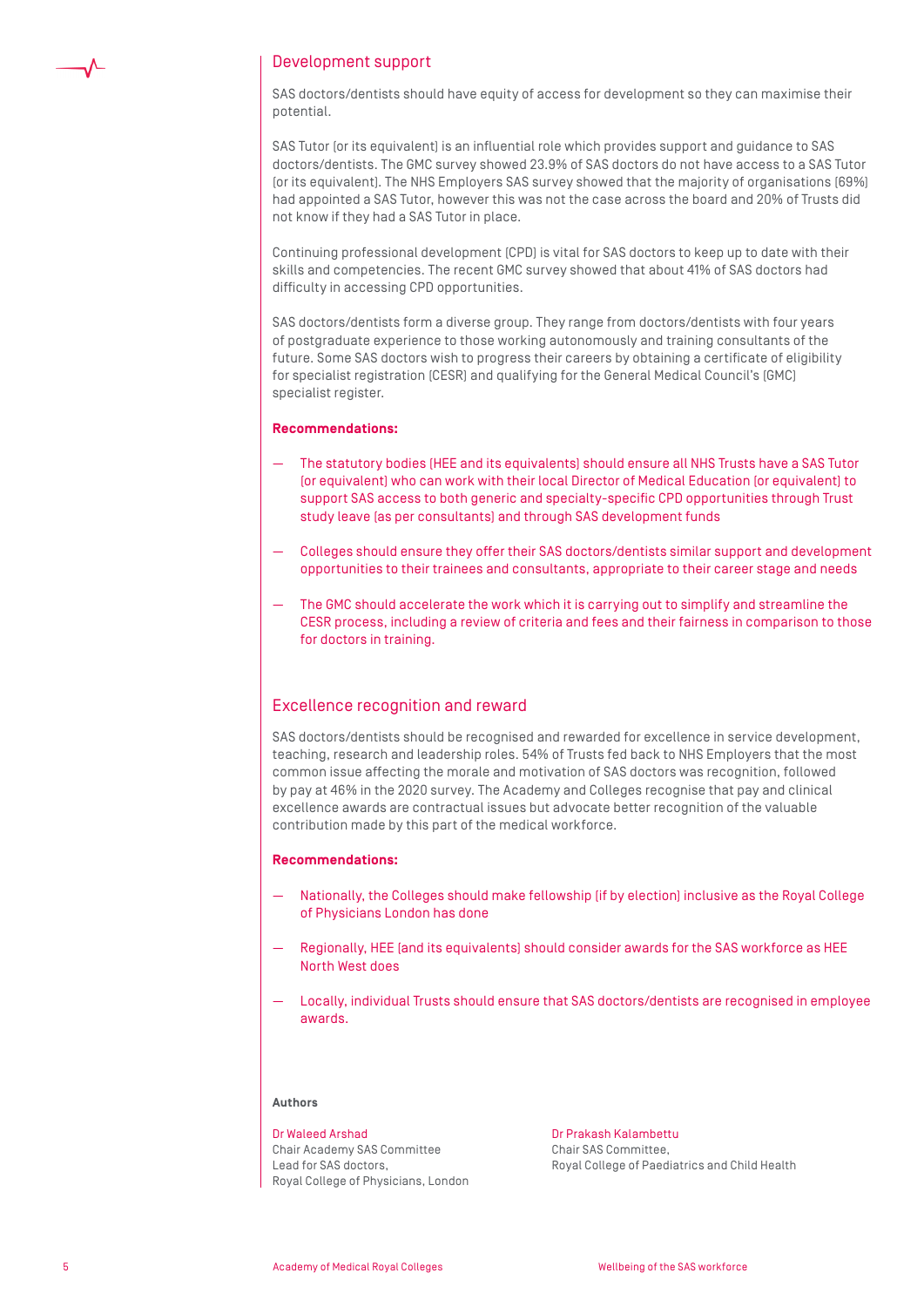## Development support

SAS doctors/dentists should have equity of access for development so they can maximise their potential.

SAS Tutor (or its equivalent) is an influential role which provides support and guidance to SAS doctors/dentists. The GMC survey showed 23.9% of SAS doctors do not have access to a SAS Tutor (or its equivalent). The NHS Employers SAS survey showed that the majority of organisations (69%) had appointed a SAS Tutor, however this was not the case across the board and 20% of Trusts did not know if they had a SAS Tutor in place.

Continuing professional development (CPD) is vital for SAS doctors to keep up to date with their skills and competencies. The recent GMC survey showed that about 41% of SAS doctors had difficulty in accessing CPD opportunities.

SAS doctors/dentists form a diverse group. They range from doctors/dentists with four years of postgraduate experience to those working autonomously and training consultants of the future. Some SAS doctors wish to progress their careers by obtaining a certificate of eligibility for specialist registration (CESR) and qualifying for the General Medical Council's (GMC) specialist register.

**Recommendations:**

- The statutory bodies (HEE and its equivalents) should ensure all NHS Trusts have a SAS Tutor (or equivalent) who can work with their local Director of Medical Education (or equivalent) to support SAS access to both generic and specialty-specific CPD opportunities through Trust study leave (as per consultants) and through SAS development funds
- Colleges should ensure they offer their SAS doctors/dentists similar support and development opportunities to their trainees and consultants, appropriate to their career stage and needs
- The GMC should accelerate the work which it is carrying out to simplify and streamline the CESR process, including a review of criteria and fees and their fairness in comparison to those for doctors in training.

## Excellence recognition and reward

SAS doctors/dentists should be recognised and rewarded for excellence in service development, teaching, research and leadership roles. 54% of Trusts fed back to NHS Employers that the most common issue affecting the morale and motivation of SAS doctors was recognition, followed by pay at 46% in the 2020 survey. The Academy and Colleges recognise that pay and clinical excellence awards are contractual issues but advocate better recognition of the valuable contribution made by this part of the medical workforce.

**Recommendations:**

- Nationally, the Colleges should make fellowship (if by election) inclusive as the Royal College of Physicians London has done
- Regionally, HEE (and its equivalents) should consider awards for the SAS workforce as HEE North West does
- Locally, individual Trusts should ensure that SAS doctors/dentists are recognised in employee awards.

**Authors**

Dr Waleed Arshad
Chair Academy SAS Committee
Lead for SAS doctors,
Royal College of Physicians, London

Dr Prakash Kalambettu
Chair SAS Committee,
Royal College of Paediatrics and Child Health